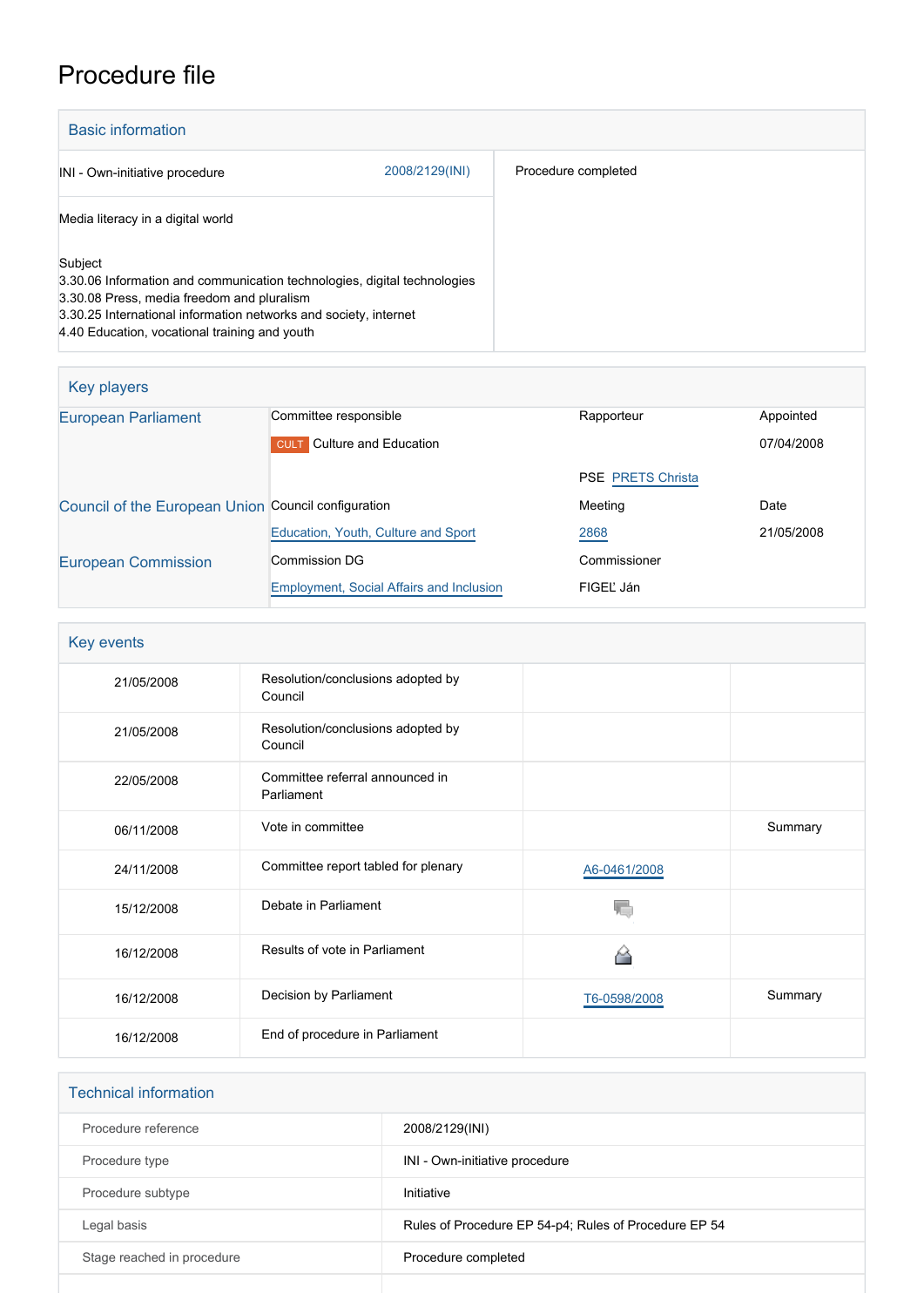# Procedure file

## Basic information

| | |
|---|---|
| INI - Own-initiative procedure 2008/2129(INI) | Procedure completed |
| Media literacy in a digital world | |
| Subject<br>3.30.06 Information and communication technologies, digital technologies<br>3.30.08 Press, media freedom and pluralism<br>3.30.25 International information networks and society, internet<br>4.40 Education, vocational training and youth | |

## Key players

| | | | |
|---|---|---|---|
| European Parliament | Committee responsible | Rapporteur | Appointed |
| | CULT Culture and Education | | 07/04/2008 |
| | | PSE PRETS Christa | |
| Council of the European Union | Council configuration | Meeting | Date |
| | Education, Youth, Culture and Sport | 2868 | 21/05/2008 |
| European Commission | Commission DG | Commissioner | |
| | Employment, Social Affairs and Inclusion | FIGEĽ Ján | |

## Key events

| | | | |
|---|---|---|---|
| 21/05/2008 | Resolution/conclusions adopted by Council | | |
| 21/05/2008 | Resolution/conclusions adopted by Council | | |
| 22/05/2008 | Committee referral announced in Parliament | | |
| 06/11/2008 | Vote in committee | | Summary |
| 24/11/2008 | Committee report tabled for plenary | A6-0461/2008 | |
| 15/12/2008 | Debate in Parliament | | |
| 16/12/2008 | Results of vote in Parliament | | |
| 16/12/2008 | Decision by Parliament | T6-0598/2008 | Summary |
| 16/12/2008 | End of procedure in Parliament | | |

## Technical information

| | |
|---|---|
| Procedure reference | 2008/2129(INI) |
| Procedure type | INI - Own-initiative procedure |
| Procedure subtype | Initiative |
| Legal basis | Rules of Procedure EP 54-p4; Rules of Procedure EP 54 |
| Stage reached in procedure | Procedure completed |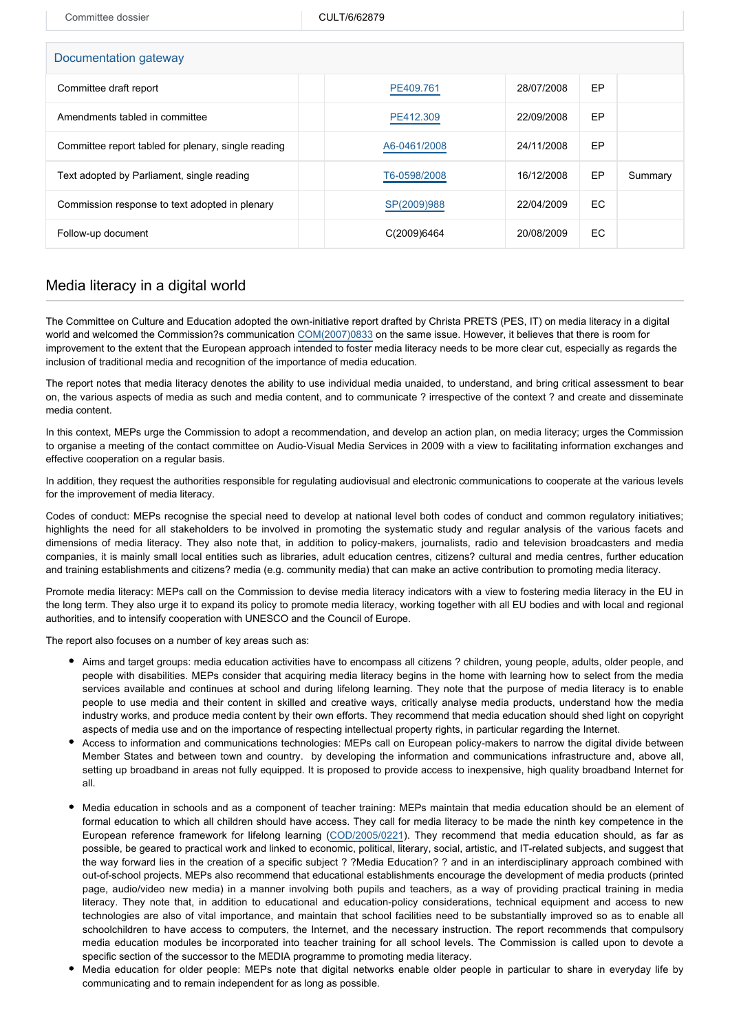| Committee dossier | CULT/6/62879 |
|---|---|

## Documentation gateway

| | | | | |
|---|---|---|---|---|
| Committee draft report | PE409.761 | 28/07/2008 | EP | |
| Amendments tabled in committee | PE412.309 | 22/09/2008 | EP | |
| Committee report tabled for plenary, single reading | A6-0461/2008 | 24/11/2008 | EP | |
| Text adopted by Parliament, single reading | T6-0598/2008 | 16/12/2008 | EP | Summary |
| Commission response to text adopted in plenary | SP(2009)988 | 22/04/2009 | EC | |
| Follow-up document | C(2009)6464 | 20/08/2009 | EC | |

## Media literacy in a digital world

The Committee on Culture and Education adopted the own-initiative report drafted by Christa PRETS (PES, IT) on media literacy in a digital world and welcomed the Commission?s communication COM(2007)0833 on the same issue. However, it believes that there is room for improvement to the extent that the European approach intended to foster media literacy needs to be more clear cut, especially as regards the inclusion of traditional media and recognition of the importance of media education.

The report notes that media literacy denotes the ability to use individual media unaided, to understand, and bring critical assessment to bear on, the various aspects of media as such and media content, and to communicate ? irrespective of the context ? and create and disseminate media content.

In this context, MEPs urge the Commission to adopt a recommendation, and develop an action plan, on media literacy; urges the Commission to organise a meeting of the contact committee on Audio-Visual Media Services in 2009 with a view to facilitating information exchanges and effective cooperation on a regular basis.

In addition, they request the authorities responsible for regulating audiovisual and electronic communications to cooperate at the various levels for the improvement of media literacy.

Codes of conduct: MEPs recognise the special need to develop at national level both codes of conduct and common regulatory initiatives; highlights the need for all stakeholders to be involved in promoting the systematic study and regular analysis of the various facets and dimensions of media literacy. They also note that, in addition to policy-makers, journalists, radio and television broadcasters and media companies, it is mainly small local entities such as libraries, adult education centres, citizens? cultural and media centres, further education and training establishments and citizens? media (e.g. community media) that can make an active contribution to promoting media literacy.

Promote media literacy: MEPs call on the Commission to devise media literacy indicators with a view to fostering media literacy in the EU in the long term. They also urge it to expand its policy to promote media literacy, working together with all EU bodies and with local and regional authorities, and to intensify cooperation with UNESCO and the Council of Europe.

The report also focuses on a number of key areas such as:

- Aims and target groups: media education activities have to encompass all citizens ? children, young people, adults, older people, and people with disabilities. MEPs consider that acquiring media literacy begins in the home with learning how to select from the media services available and continues at school and during lifelong learning. They note that the purpose of media literacy is to enable people to use media and their content in skilled and creative ways, critically analyse media products, understand how the media industry works, and produce media content by their own efforts. They recommend that media education should shed light on copyright aspects of media use and on the importance of respecting intellectual property rights, in particular regarding the Internet.
- Access to information and communications technologies: MEPs call on European policy-makers to narrow the digital divide between Member States and between town and country. by developing the information and communications infrastructure and, above all, setting up broadband in areas not fully equipped. It is proposed to provide access to inexpensive, high quality broadband Internet for all.
- Media education in schools and as a component of teacher training: MEPs maintain that media education should be an element of formal education to which all children should have access. They call for media literacy to be made the ninth key competence in the European reference framework for lifelong learning (COD/2005/0221). They recommend that media education should, as far as possible, be geared to practical work and linked to economic, political, literary, social, artistic, and IT-related subjects, and suggest that the way forward lies in the creation of a specific subject ? ?Media Education? ? and in an interdisciplinary approach combined with out-of-school projects. MEPs also recommend that educational establishments encourage the development of media products (printed page, audio/video new media) in a manner involving both pupils and teachers, as a way of providing practical training in media literacy. They note that, in addition to educational and education-policy considerations, technical equipment and access to new technologies are also of vital importance, and maintain that school facilities need to be substantially improved so as to enable all schoolchildren to have access to computers, the Internet, and the necessary instruction. The report recommends that compulsory media education modules be incorporated into teacher training for all school levels. The Commission is called upon to devote a specific section of the successor to the MEDIA programme to promoting media literacy.
- Media education for older people: MEPs note that digital networks enable older people in particular to share in everyday life by communicating and to remain independent for as long as possible.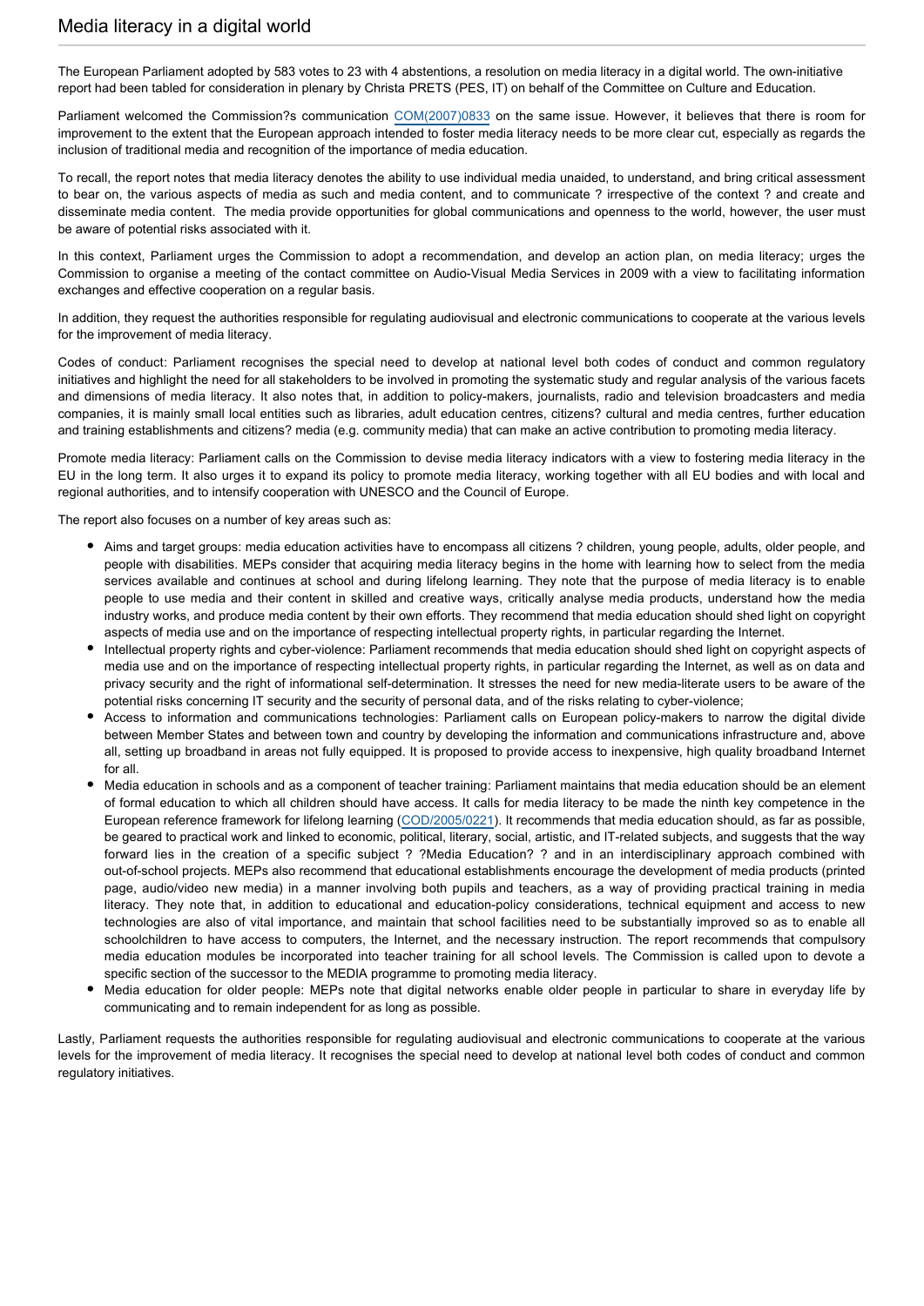## Media literacy in a digital world

The European Parliament adopted by 583 votes to 23 with 4 abstentions, a resolution on media literacy in a digital world. The own-initiative report had been tabled for consideration in plenary by Christa PRETS (PES, IT) on behalf of the Committee on Culture and Education.

Parliament welcomed the Commission?s communication COM(2007)0833 on the same issue. However, it believes that there is room for improvement to the extent that the European approach intended to foster media literacy needs to be more clear cut, especially as regards the inclusion of traditional media and recognition of the importance of media education.

To recall, the report notes that media literacy denotes the ability to use individual media unaided, to understand, and bring critical assessment to bear on, the various aspects of media as such and media content, and to communicate ? irrespective of the context ? and create and disseminate media content. The media provide opportunities for global communications and openness to the world, however, the user must be aware of potential risks associated with it.

In this context, Parliament urges the Commission to adopt a recommendation, and develop an action plan, on media literacy; urges the Commission to organise a meeting of the contact committee on Audio-Visual Media Services in 2009 with a view to facilitating information exchanges and effective cooperation on a regular basis.

In addition, they request the authorities responsible for regulating audiovisual and electronic communications to cooperate at the various levels for the improvement of media literacy.

Codes of conduct: Parliament recognises the special need to develop at national level both codes of conduct and common regulatory initiatives and highlight the need for all stakeholders to be involved in promoting the systematic study and regular analysis of the various facets and dimensions of media literacy. It also notes that, in addition to policy-makers, journalists, radio and television broadcasters and media companies, it is mainly small local entities such as libraries, adult education centres, citizens? cultural and media centres, further education and training establishments and citizens? media (e.g. community media) that can make an active contribution to promoting media literacy.

Promote media literacy: Parliament calls on the Commission to devise media literacy indicators with a view to fostering media literacy in the EU in the long term. It also urges it to expand its policy to promote media literacy, working together with all EU bodies and with local and regional authorities, and to intensify cooperation with UNESCO and the Council of Europe.

The report also focuses on a number of key areas such as:

- Aims and target groups: media education activities have to encompass all citizens ? children, young people, adults, older people, and people with disabilities. MEPs consider that acquiring media literacy begins in the home with learning how to select from the media services available and continues at school and during lifelong learning. They note that the purpose of media literacy is to enable people to use media and their content in skilled and creative ways, critically analyse media products, understand how the media industry works, and produce media content by their own efforts. They recommend that media education should shed light on copyright aspects of media use and on the importance of respecting intellectual property rights, in particular regarding the Internet.
- Intellectual property rights and cyber-violence: Parliament recommends that media education should shed light on copyright aspects of media use and on the importance of respecting intellectual property rights, in particular regarding the Internet, as well as on data and privacy security and the right of informational self-determination. It stresses the need for new media-literate users to be aware of the potential risks concerning IT security and the security of personal data, and of the risks relating to cyber-violence;
- Access to information and communications technologies: Parliament calls on European policy-makers to narrow the digital divide between Member States and between town and country by developing the information and communications infrastructure and, above all, setting up broadband in areas not fully equipped. It is proposed to provide access to inexpensive, high quality broadband Internet for all.
- Media education in schools and as a component of teacher training: Parliament maintains that media education should be an element of formal education to which all children should have access. It calls for media literacy to be made the ninth key competence in the European reference framework for lifelong learning (COD/2005/0221). It recommends that media education should, as far as possible, be geared to practical work and linked to economic, political, literary, social, artistic, and IT-related subjects, and suggests that the way forward lies in the creation of a specific subject ? ?Media Education? ? and in an interdisciplinary approach combined with out-of-school projects. MEPs also recommend that educational establishments encourage the development of media products (printed page, audio/video new media) in a manner involving both pupils and teachers, as a way of providing practical training in media literacy. They note that, in addition to educational and education-policy considerations, technical equipment and access to new technologies are also of vital importance, and maintain that school facilities need to be substantially improved so as to enable all schoolchildren to have access to computers, the Internet, and the necessary instruction. The report recommends that compulsory media education modules be incorporated into teacher training for all school levels. The Commission is called upon to devote a specific section of the successor to the MEDIA programme to promoting media literacy.
- Media education for older people: MEPs note that digital networks enable older people in particular to share in everyday life by communicating and to remain independent for as long as possible.

Lastly, Parliament requests the authorities responsible for regulating audiovisual and electronic communications to cooperate at the various levels for the improvement of media literacy. It recognises the special need to develop at national level both codes of conduct and common regulatory initiatives.